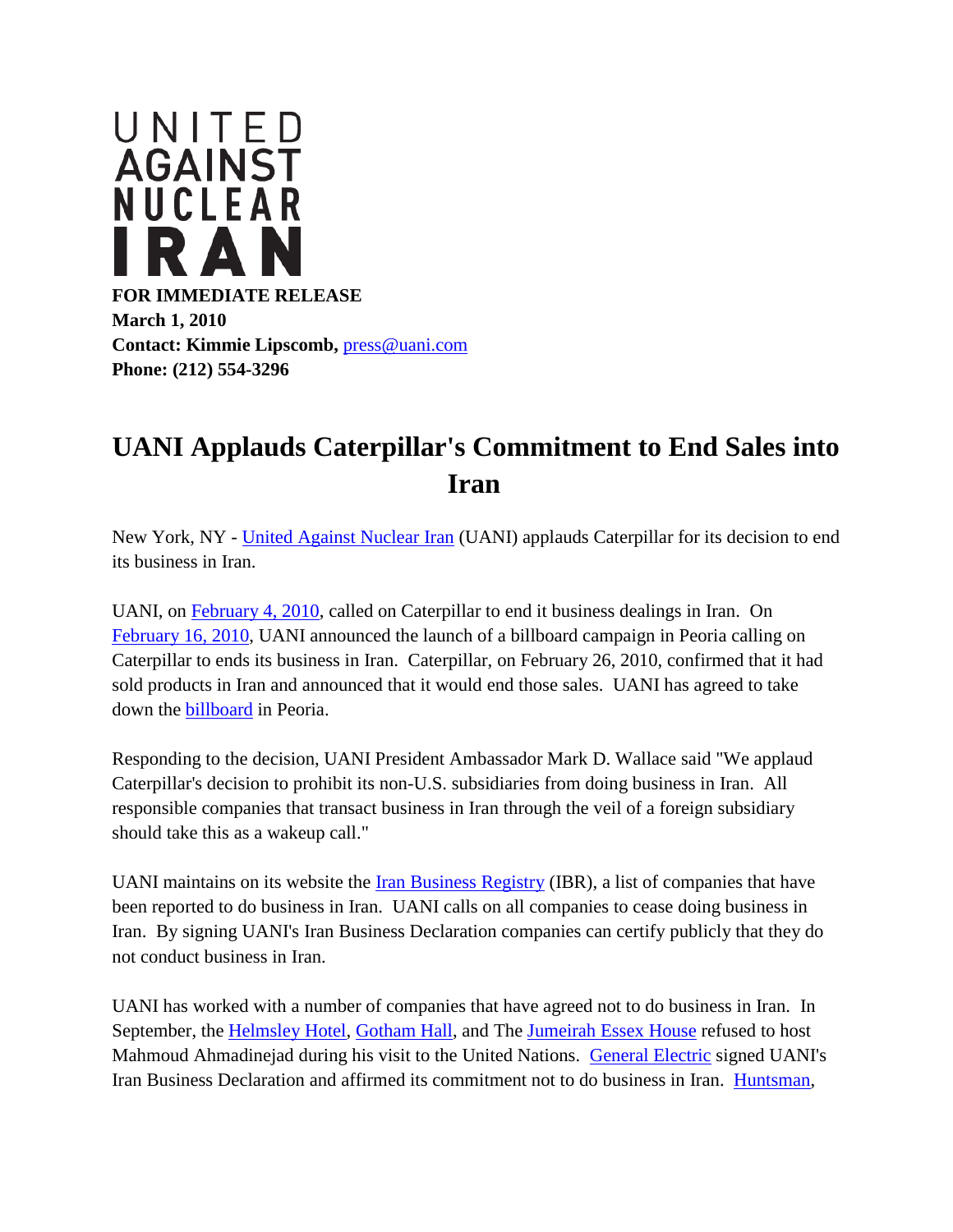UNITED AGAINST NUCLEAR IRAN

**FOR IMMEDIATE RELEASE**
**March 1, 2010**
**Contact: Kimmie Lipscomb,** press@uani.com
**Phone: (212) 554-3296**

# UANI Applauds Caterpillar's Commitment to End Sales into Iran

New York, NY - United Against Nuclear Iran (UANI) applauds Caterpillar for its decision to end its business in Iran.

UANI, on February 4, 2010, called on Caterpillar to end it business dealings in Iran. On February 16, 2010, UANI announced the launch of a billboard campaign in Peoria calling on Caterpillar to ends its business in Iran. Caterpillar, on February 26, 2010, confirmed that it had sold products in Iran and announced that it would end those sales. UANI has agreed to take down the billboard in Peoria.

Responding to the decision, UANI President Ambassador Mark D. Wallace said "We applaud Caterpillar's decision to prohibit its non-U.S. subsidiaries from doing business in Iran. All responsible companies that transact business in Iran through the veil of a foreign subsidiary should take this as a wakeup call."

UANI maintains on its website the Iran Business Registry (IBR), a list of companies that have been reported to do business in Iran. UANI calls on all companies to cease doing business in Iran. By signing UANI's Iran Business Declaration companies can certify publicly that they do not conduct business in Iran.

UANI has worked with a number of companies that have agreed not to do business in Iran. In September, the Helmsley Hotel, Gotham Hall, and The Jumeirah Essex House refused to host Mahmoud Ahmadinejad during his visit to the United Nations. General Electric signed UANI's Iran Business Declaration and affirmed its commitment not to do business in Iran. Huntsman,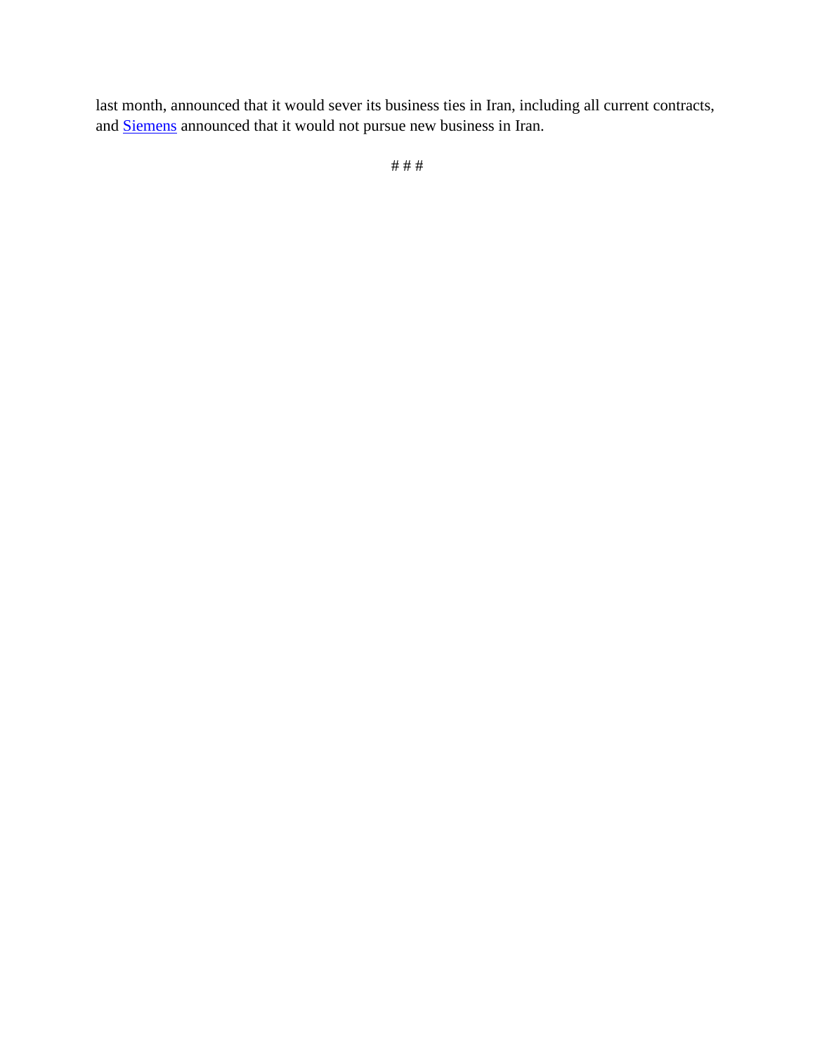last month, announced that it would sever its business ties in Iran, including all current contracts, and Siemens announced that it would not pursue new business in Iran.

# # #